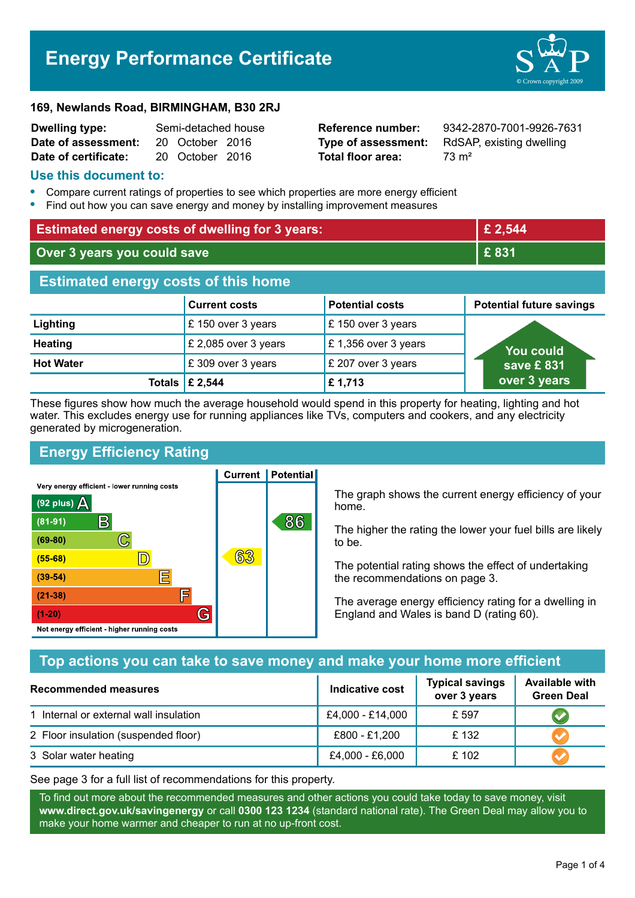# Energy Performance Certificate

**169, Newlands Road, BIRMINGHAM, B30 2RJ**

| | | | |
|---|---|---|---|
| **Dwelling type:** | Semi-detached house | **Reference number:** | 9342-2870-7001-9926-7631 |
| **Date of assessment:** | 20 October 2016 | **Type of assessment:** | RdSAP, existing dwelling |
| **Date of certificate:** | 20 October 2016 | **Total floor area:** | 73 m² |

## Use this document to:

- Compare current ratings of properties to see which properties are more energy efficient
- Find out how you can save energy and money by installing improvement measures

| | |
|---|---|
| **Estimated energy costs of dwelling for 3 years:** | **£ 2,544** |
| **Over 3 years you could save** | **£ 831** |

## Estimated energy costs of this home

| | Current costs | Potential costs | Potential future savings |
|---|---|---|---|
| **Lighting** | £ 150 over 3 years | £ 150 over 3 years | You could save £ 831 over 3 years |
| **Heating** | £ 2,085 over 3 years | £ 1,356 over 3 years | |
| **Hot Water** | £ 309 over 3 years | £ 207 over 3 years | |
| **Totals** | **£ 2,544** | **£ 1,713** | |

These figures show how much the average household would spend in this property for heating, lighting and hot water. This excludes energy use for running appliances like TVs, computers and cookers, and any electricity generated by microgeneration.

## Energy Efficiency Rating

| Rating band | Current | Potential |
|---|---|---|
| Very energy efficient - lower running costs | | |
| (92 plus) A | | |
| (81-91) B | | 86 |
| (69-80) C | | |
| (55-68) D | 63 | |
| (39-54) E | | |
| (21-38) F | | |
| (1-20) G | | |
| Not energy efficient - higher running costs | | |

The graph shows the current energy efficiency of your home.

The higher the rating the lower your fuel bills are likely to be.

The potential rating shows the effect of undertaking the recommendations on page 3.

The average energy efficiency rating for a dwelling in England and Wales is band D (rating 60).

## Top actions you can take to save money and make your home more efficient

| Recommended measures | Indicative cost | Typical savings over 3 years | Available with Green Deal |
|---|---|---|---|
| 1 Internal or external wall insulation | £4,000 - £14,000 | £ 597 | ✔ |
| 2 Floor insulation (suspended floor) | £800 - £1,200 | £ 132 | ✔ |
| 3 Solar water heating | £4,000 - £6,000 | £ 102 | ✔ |

See page 3 for a full list of recommendations for this property.

To find out more about the recommended measures and other actions you could take today to save money, visit **www.direct.gov.uk/savingenergy** or call **0300 123 1234** (standard national rate). The Green Deal may allow you to make your home warmer and cheaper to run at no up-front cost.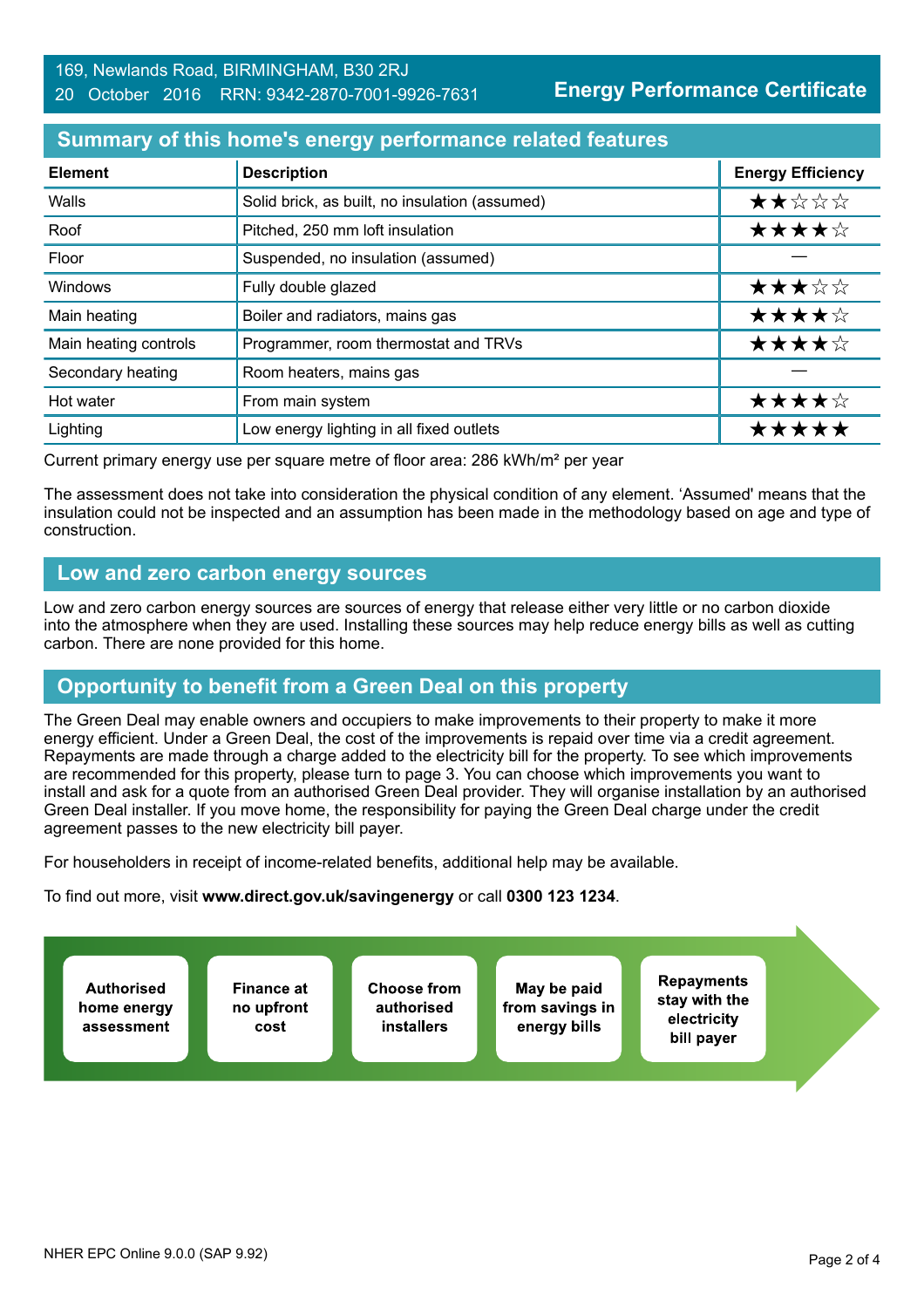169, Newlands Road, BIRMINGHAM, B30 2RJ
20 October 2016 RRN: 9342-2870-7001-9926-7631

**Energy Performance Certificate**

## Summary of this home's energy performance related features

| Element | Description | Energy Efficiency |
|---|---|---|
| Walls | Solid brick, as built, no insulation (assumed) | ★★☆☆☆ |
| Roof | Pitched, 250 mm loft insulation | ★★★★☆ |
| Floor | Suspended, no insulation (assumed) | — |
| Windows | Fully double glazed | ★★★☆☆ |
| Main heating | Boiler and radiators, mains gas | ★★★★☆ |
| Main heating controls | Programmer, room thermostat and TRVs | ★★★★☆ |
| Secondary heating | Room heaters, mains gas | — |
| Hot water | From main system | ★★★★☆ |
| Lighting | Low energy lighting in all fixed outlets | ★★★★★ |

Current primary energy use per square metre of floor area: 286 kWh/m² per year

The assessment does not take into consideration the physical condition of any element. 'Assumed' means that the insulation could not be inspected and an assumption has been made in the methodology based on age and type of construction.

## Low and zero carbon energy sources

Low and zero carbon energy sources are sources of energy that release either very little or no carbon dioxide into the atmosphere when they are used. Installing these sources may help reduce energy bills as well as cutting carbon. There are none provided for this home.

## Opportunity to benefit from a Green Deal on this property

The Green Deal may enable owners and occupiers to make improvements to their property to make it more energy efficient. Under a Green Deal, the cost of the improvements is repaid over time via a credit agreement. Repayments are made through a charge added to the electricity bill for the property. To see which improvements are recommended for this property, please turn to page 3. You can choose which improvements you want to install and ask for a quote from an authorised Green Deal provider. They will organise installation by an authorised Green Deal installer. If you move home, the responsibility for paying the Green Deal charge under the credit agreement passes to the new electricity bill payer.

For householders in receipt of income-related benefits, additional help may be available.

To find out more, visit **www.direct.gov.uk/savingenergy** or call **0300 123 1234**.

**Authorised home energy assessment** → **Finance at no upfront cost** → **Choose from authorised installers** → **May be paid from savings in energy bills** → **Repayments stay with the electricity bill payer**

NHER EPC Online 9.0.0 (SAP 9.92)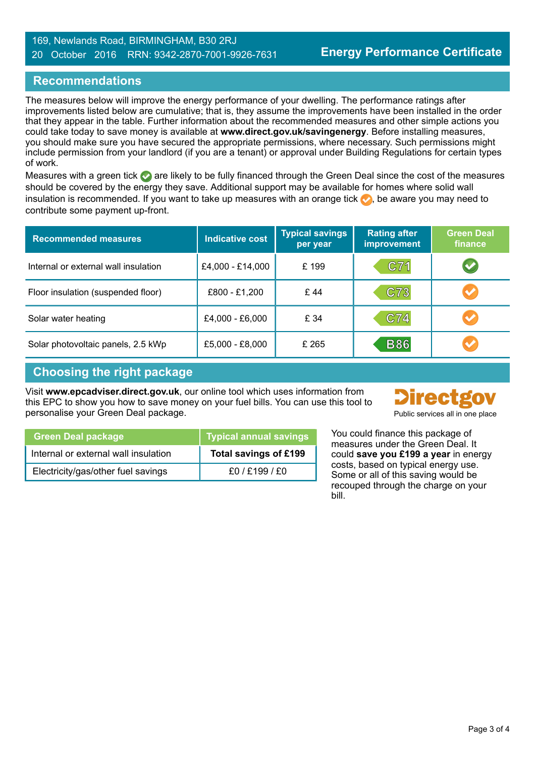169, Newlands Road, BIRMINGHAM, B30 2RJ
20 October 2016 RRN: 9342-2870-7001-9926-7631

**Energy Performance Certificate**

## Recommendations

The measures below will improve the energy performance of your dwelling. The performance ratings after improvements listed below are cumulative; that is, they assume the improvements have been installed in the order that they appear in the table. Further information about the recommended measures and other simple actions you could take today to save money is available at **www.direct.gov.uk/savingenergy**. Before installing measures, you should make sure you have secured the appropriate permissions, where necessary. Such permissions might include permission from your landlord (if you are a tenant) or approval under Building Regulations for certain types of work.

Measures with a green tick ✅ are likely to be fully financed through the Green Deal since the cost of the measures should be covered by the energy they save. Additional support may be available for homes where solid wall insulation is recommended. If you want to take up measures with an orange tick ✅, be aware you may need to contribute some payment up-front.

| Recommended measures | Indicative cost | Typical savings per year | Rating after improvement | Green Deal finance |
|---|---|---|---|---|
| Internal or external wall insulation | £4,000 - £14,000 | £ 199 | C71 | Green tick |
| Floor insulation (suspended floor) | £800 - £1,200 | £ 44 | C73 | Orange tick |
| Solar water heating | £4,000 - £6,000 | £ 34 | C74 | Orange tick |
| Solar photovoltaic panels, 2.5 kWp | £5,000 - £8,000 | £ 265 | B86 | Orange tick |

## Choosing the right package

Visit **www.epcadviser.direct.gov.uk**, our online tool which uses information from this EPC to show you how to save money on your fuel bills. You can use this tool to personalise your Green Deal package.

Directgov
Public services all in one place

| Green Deal package | Typical annual savings |
|---|---|
| Internal or external wall insulation | **Total savings of £199** |
| Electricity/gas/other fuel savings | £0 / £199 / £0 |

You could finance this package of measures under the Green Deal. It could **save you £199 a year** in energy costs, based on typical energy use. Some or all of this saving would be recouped through the charge on your bill.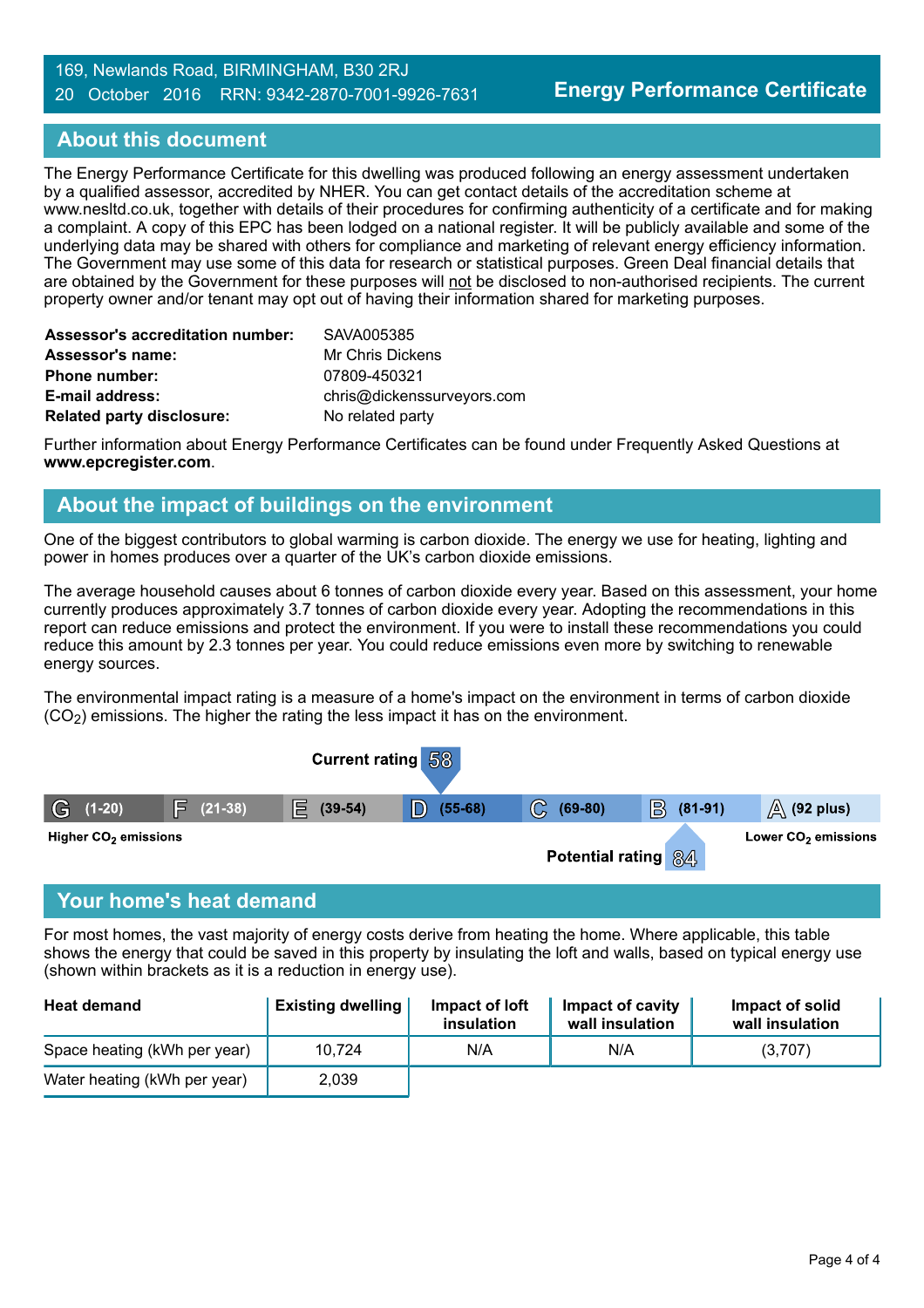169, Newlands Road, BIRMINGHAM, B30 2RJ
20 October 2016 RRN: 9342-2870-7001-9926-7631

# Energy Performance Certificate

## About this document

The Energy Performance Certificate for this dwelling was produced following an energy assessment undertaken by a qualified assessor, accredited by NHER. You can get contact details of the accreditation scheme at www.nesltd.co.uk, together with details of their procedures for confirming authenticity of a certificate and for making a complaint. A copy of this EPC has been lodged on a national register. It will be publicly available and some of the underlying data may be shared with others for compliance and marketing of relevant energy efficiency information. The Government may use some of this data for research or statistical purposes. Green Deal financial details that are obtained by the Government for these purposes will not be disclosed to non-authorised recipients. The current property owner and/or tenant may opt out of having their information shared for marketing purposes.

| | |
|---|---|
| **Assessor's accreditation number:** | SAVA005385 |
| **Assessor's name:** | Mr Chris Dickens |
| **Phone number:** | 07809-450321 |
| **E-mail address:** | chris@dickenssurveyors.com |
| **Related party disclosure:** | No related party |

Further information about Energy Performance Certificates can be found under Frequently Asked Questions at **www.epcregister.com**.

## About the impact of buildings on the environment

One of the biggest contributors to global warming is carbon dioxide. The energy we use for heating, lighting and power in homes produces over a quarter of the UK's carbon dioxide emissions.

The average household causes about 6 tonnes of carbon dioxide every year. Based on this assessment, your home currently produces approximately 3.7 tonnes of carbon dioxide every year. Adopting the recommendations in this report can reduce emissions and protect the environment. If you were to install these recommendations you could reduce this amount by 2.3 tonnes per year. You could reduce emissions even more by switching to renewable energy sources.

The environmental impact rating is a measure of a home's impact on the environment in terms of carbon dioxide ($CO_2$) emissions. The higher the rating the less impact it has on the environment.

Current rating 58

G (1-20) F (21-38) E (39-54) D (55-68) C (69-80) B (81-91) A (92 plus)

Higher $CO_2$ emissions

Lower $CO_2$ emissions

Potential rating 84

## Your home's heat demand

For most homes, the vast majority of energy costs derive from heating the home. Where applicable, this table shows the energy that could be saved in this property by insulating the loft and walls, based on typical energy use (shown within brackets as it is a reduction in energy use).

| Heat demand | Existing dwelling | Impact of loft insulation | Impact of cavity wall insulation | Impact of solid wall insulation |
|---|---|---|---|---|
| Space heating (kWh per year) | 10,724 | N/A | N/A | (3,707) |
| Water heating (kWh per year) | 2,039 | | | |